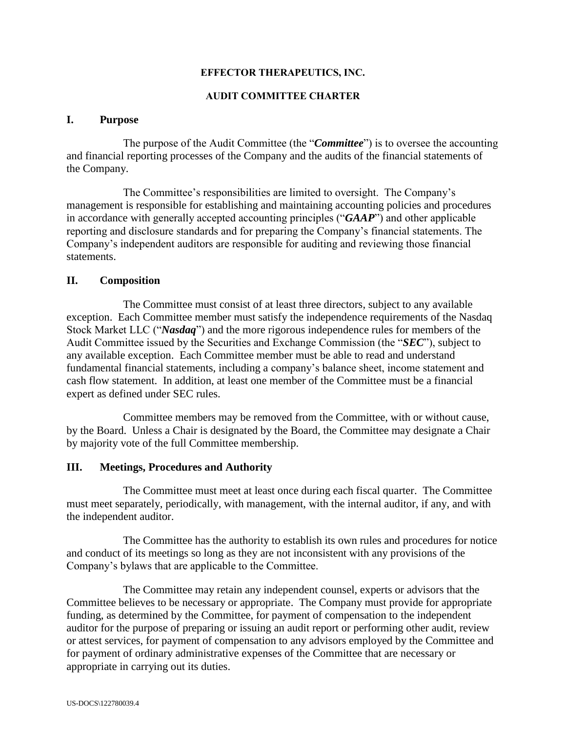**EFFECTOR THERAPEUTICS, INC.**

**AUDIT COMMITTEE CHARTER**

## I. Purpose

The purpose of the Audit Committee (the "***Committee***") is to oversee the accounting and financial reporting processes of the Company and the audits of the financial statements of the Company.

The Committee's responsibilities are limited to oversight. The Company's management is responsible for establishing and maintaining accounting policies and procedures in accordance with generally accepted accounting principles ("***GAAP***") and other applicable reporting and disclosure standards and for preparing the Company's financial statements. The Company's independent auditors are responsible for auditing and reviewing those financial statements.

## II. Composition

The Committee must consist of at least three directors, subject to any available exception. Each Committee member must satisfy the independence requirements of the Nasdaq Stock Market LLC ("***Nasdaq***") and the more rigorous independence rules for members of the Audit Committee issued by the Securities and Exchange Commission (the "***SEC***"), subject to any available exception. Each Committee member must be able to read and understand fundamental financial statements, including a company's balance sheet, income statement and cash flow statement. In addition, at least one member of the Committee must be a financial expert as defined under SEC rules.

Committee members may be removed from the Committee, with or without cause, by the Board. Unless a Chair is designated by the Board, the Committee may designate a Chair by majority vote of the full Committee membership.

## III. Meetings, Procedures and Authority

The Committee must meet at least once during each fiscal quarter. The Committee must meet separately, periodically, with management, with the internal auditor, if any, and with the independent auditor.

The Committee has the authority to establish its own rules and procedures for notice and conduct of its meetings so long as they are not inconsistent with any provisions of the Company's bylaws that are applicable to the Committee.

The Committee may retain any independent counsel, experts or advisors that the Committee believes to be necessary or appropriate. The Company must provide for appropriate funding, as determined by the Committee, for payment of compensation to the independent auditor for the purpose of preparing or issuing an audit report or performing other audit, review or attest services, for payment of compensation to any advisors employed by the Committee and for payment of ordinary administrative expenses of the Committee that are necessary or appropriate in carrying out its duties.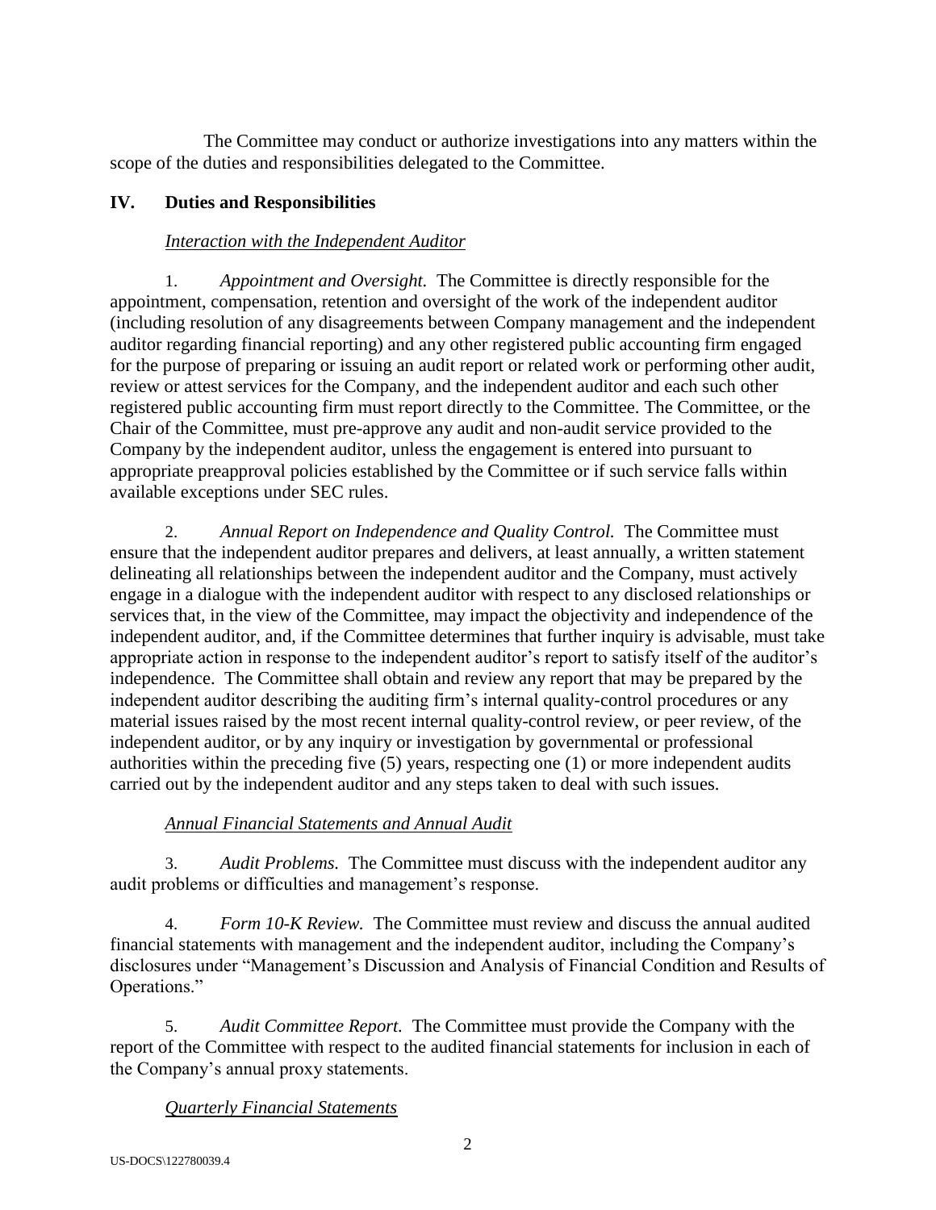The Committee may conduct or authorize investigations into any matters within the scope of the duties and responsibilities delegated to the Committee.

## IV. Duties and Responsibilities

### *Interaction with the Independent Auditor*

1. *Appointment and Oversight.* The Committee is directly responsible for the appointment, compensation, retention and oversight of the work of the independent auditor (including resolution of any disagreements between Company management and the independent auditor regarding financial reporting) and any other registered public accounting firm engaged for the purpose of preparing or issuing an audit report or related work or performing other audit, review or attest services for the Company, and the independent auditor and each such other registered public accounting firm must report directly to the Committee. The Committee, or the Chair of the Committee, must pre-approve any audit and non-audit service provided to the Company by the independent auditor, unless the engagement is entered into pursuant to appropriate preapproval policies established by the Committee or if such service falls within available exceptions under SEC rules.

2. *Annual Report on Independence and Quality Control.* The Committee must ensure that the independent auditor prepares and delivers, at least annually, a written statement delineating all relationships between the independent auditor and the Company, must actively engage in a dialogue with the independent auditor with respect to any disclosed relationships or services that, in the view of the Committee, may impact the objectivity and independence of the independent auditor, and, if the Committee determines that further inquiry is advisable, must take appropriate action in response to the independent auditor's report to satisfy itself of the auditor's independence. The Committee shall obtain and review any report that may be prepared by the independent auditor describing the auditing firm's internal quality-control procedures or any material issues raised by the most recent internal quality-control review, or peer review, of the independent auditor, or by any inquiry or investigation by governmental or professional authorities within the preceding five (5) years, respecting one (1) or more independent audits carried out by the independent auditor and any steps taken to deal with such issues.

### *Annual Financial Statements and Annual Audit*

3. *Audit Problems.* The Committee must discuss with the independent auditor any audit problems or difficulties and management's response.

4. *Form 10-K Review.* The Committee must review and discuss the annual audited financial statements with management and the independent auditor, including the Company's disclosures under "Management's Discussion and Analysis of Financial Condition and Results of Operations."

5. *Audit Committee Report.* The Committee must provide the Company with the report of the Committee with respect to the audited financial statements for inclusion in each of the Company's annual proxy statements.

### *Quarterly Financial Statements*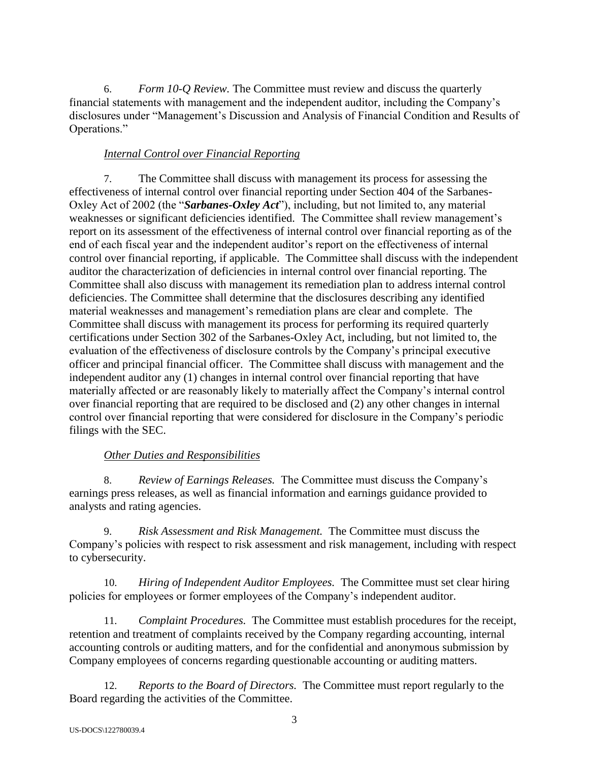6. *Form 10-Q Review.* The Committee must review and discuss the quarterly financial statements with management and the independent auditor, including the Company's disclosures under "Management's Discussion and Analysis of Financial Condition and Results of Operations."

*Internal Control over Financial Reporting*

7. The Committee shall discuss with management its process for assessing the effectiveness of internal control over financial reporting under Section 404 of the Sarbanes-Oxley Act of 2002 (the "***Sarbanes-Oxley Act***"), including, but not limited to, any material weaknesses or significant deficiencies identified. The Committee shall review management's report on its assessment of the effectiveness of internal control over financial reporting as of the end of each fiscal year and the independent auditor's report on the effectiveness of internal control over financial reporting, if applicable. The Committee shall discuss with the independent auditor the characterization of deficiencies in internal control over financial reporting. The Committee shall also discuss with management its remediation plan to address internal control deficiencies. The Committee shall determine that the disclosures describing any identified material weaknesses and management's remediation plans are clear and complete. The Committee shall discuss with management its process for performing its required quarterly certifications under Section 302 of the Sarbanes-Oxley Act, including, but not limited to, the evaluation of the effectiveness of disclosure controls by the Company's principal executive officer and principal financial officer. The Committee shall discuss with management and the independent auditor any (1) changes in internal control over financial reporting that have materially affected or are reasonably likely to materially affect the Company's internal control over financial reporting that are required to be disclosed and (2) any other changes in internal control over financial reporting that were considered for disclosure in the Company's periodic filings with the SEC.

*Other Duties and Responsibilities*

8. *Review of Earnings Releases.* The Committee must discuss the Company's earnings press releases, as well as financial information and earnings guidance provided to analysts and rating agencies.

9. *Risk Assessment and Risk Management.* The Committee must discuss the Company's policies with respect to risk assessment and risk management, including with respect to cybersecurity.

10. *Hiring of Independent Auditor Employees.* The Committee must set clear hiring policies for employees or former employees of the Company's independent auditor.

11. *Complaint Procedures.* The Committee must establish procedures for the receipt, retention and treatment of complaints received by the Company regarding accounting, internal accounting controls or auditing matters, and for the confidential and anonymous submission by Company employees of concerns regarding questionable accounting or auditing matters.

12. *Reports to the Board of Directors.* The Committee must report regularly to the Board regarding the activities of the Committee.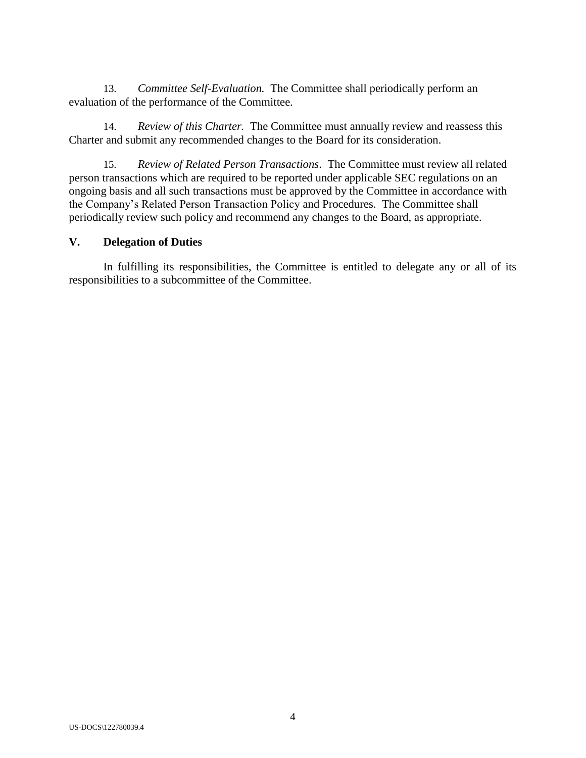13. *Committee Self-Evaluation.* The Committee shall periodically perform an evaluation of the performance of the Committee.

14. *Review of this Charter.* The Committee must annually review and reassess this Charter and submit any recommended changes to the Board for its consideration.

15. *Review of Related Person Transactions*. The Committee must review all related person transactions which are required to be reported under applicable SEC regulations on an ongoing basis and all such transactions must be approved by the Committee in accordance with the Company's Related Person Transaction Policy and Procedures. The Committee shall periodically review such policy and recommend any changes to the Board, as appropriate.

## V. Delegation of Duties

In fulfilling its responsibilities, the Committee is entitled to delegate any or all of its responsibilities to a subcommittee of the Committee.

US-DOCS\122780039.4